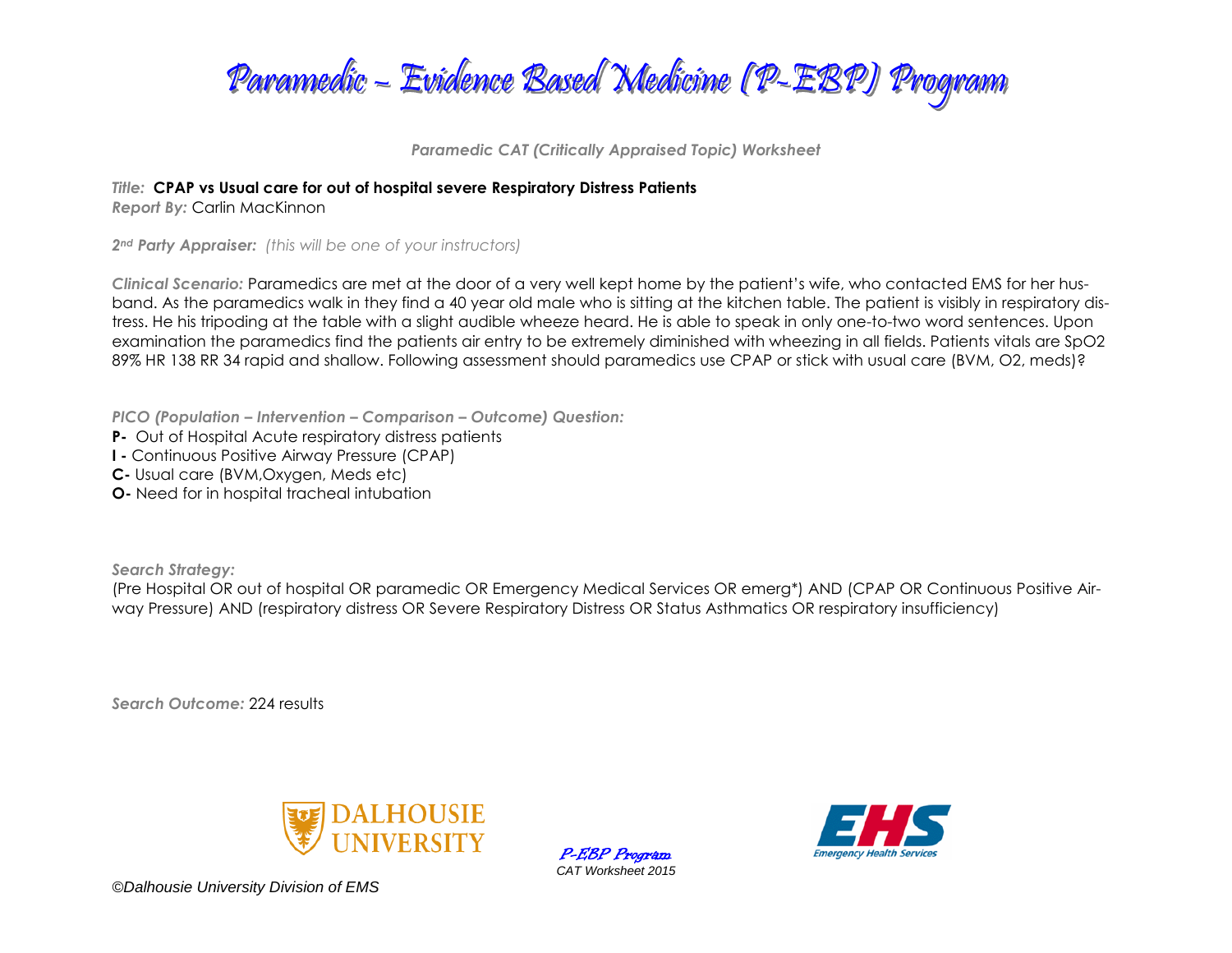# Paramedic – Evidence Based Medicine (P-EBP) Program

*Paramedic CAT (Critically Appraised Topic) Worksheet*

*Title:* **CPAP vs Usual care for out of hospital severe Respiratory Distress Patients**
*Report By:* Carlin MacKinnon

*2nd Party Appraiser:* *(this will be one of your instructors)*

*Clinical Scenario:* Paramedics are met at the door of a very well kept home by the patient's wife, who contacted EMS for her husband. As the paramedics walk in they find a 40 year old male who is sitting at the kitchen table. The patient is visibly in respiratory distress. He his tripoding at the table with a slight audible wheeze heard. He is able to speak in only one-to-two word sentences. Upon examination the paramedics find the patients air entry to be extremely diminished with wheezing in all fields. Patients vitals are SpO2 89% HR 138 RR 34 rapid and shallow. Following assessment should paramedics use CPAP or stick with usual care (BVM, O2, meds)?

*PICO (Population – Intervention – Comparison – Outcome) Question:*

**P-** Out of Hospital Acute respiratory distress patients
**I -** Continuous Positive Airway Pressure (CPAP)
**C-** Usual care (BVM,Oxygen, Meds etc)
**O-** Need for in hospital tracheal intubation

*Search Strategy:*
(Pre Hospital OR out of hospital OR paramedic OR Emergency Medical Services OR emerg*) AND (CPAP OR Continuous Positive Airway Pressure) AND (respiratory distress OR Severe Respiratory Distress OR Status Asthmatics OR respiratory insufficiency)

*Search Outcome:* 224 results

©Dalhousie University Division of EMS

P-EBP Program
CAT Worksheet 2015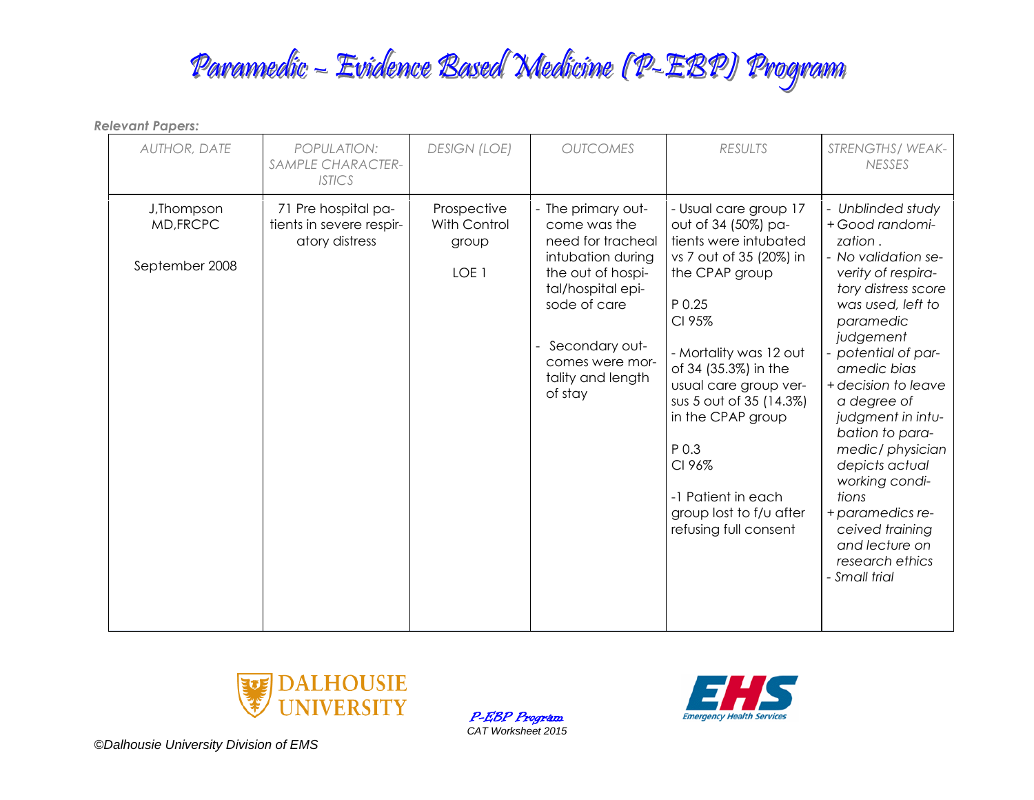# Paramedic – Evidence Based Medicine (P-EBP) Program

***Relevant Papers:***

| *AUTHOR, DATE* | *POPULATION: SAMPLE CHARACTERISTICS* | *DESIGN (LOE)* | *OUTCOMES* | *RESULTS* | *STRENGTHS/ WEAKNESSES* |
|---|---|---|---|---|---|
| J,Thompson MD,FRCPC<br><br>September 2008 | 71 Pre hospital patients in severe respiratory distress | Prospective With Control group<br><br>LOE 1 | - The primary outcome was the need for tracheal intubation during the out of hospital/hospital episode of care<br><br>- Secondary outcomes were mortality and length of stay | - Usual care group 17 out of 34 (50%) patients were intubated vs 7 out of 35 (20%) in the CPAP group<br><br>P 0.25<br>CI 95%<br><br>- Mortality was 12 out of 34 (35.3%) in the usual care group versus 5 out of 35 (14.3%) in the CPAP group<br><br>P 0.3<br>CI 96%<br><br>-1 Patient in each group lost to f/u after refusing full consent | *- Unblinded study*<br>*+ Good randomization .*<br>*- No validation severity of respiratory distress score was used, left to paramedic judgement*<br>*- potential of paramedic bias*<br>*+ decision to leave a degree of judgment in intubation to paramedic/ physician depicts actual working conditions*<br>*+ paramedics received training and lecture on research ethics*<br>*- Small trial* |

*P-EBP Program*
*CAT Worksheet 2015*

*©Dalhousie University Division of EMS*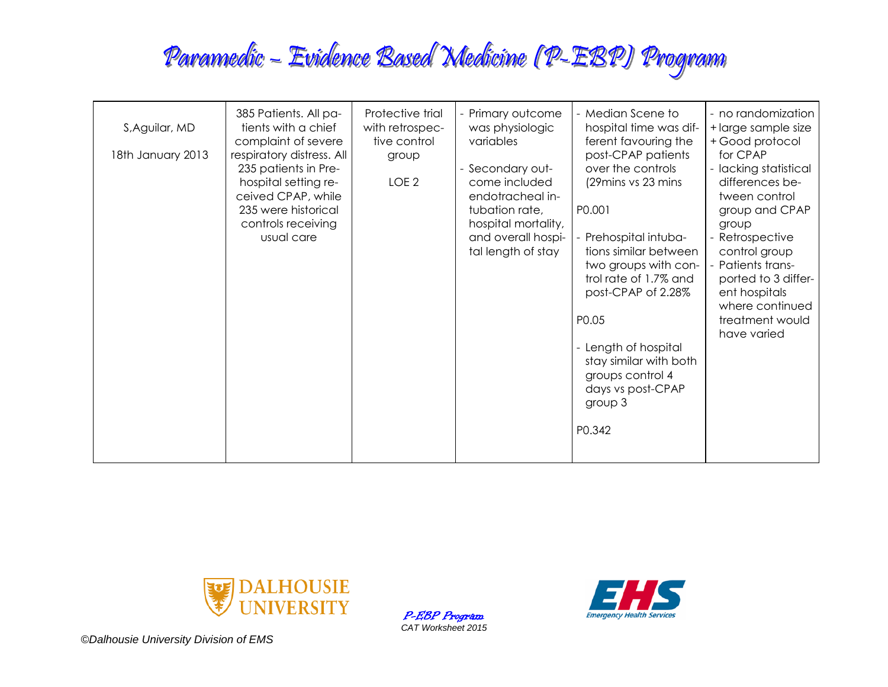# Paramedic – Evidence Based Medicine (P-EBP) Program

| | | | | | |
|---|---|---|---|---|---|
| S,Aguilar, MD<br><br>18th January 2013 | 385 Patients. All patients with a chief complaint of severe respiratory distress. All 235 patients in Pre-hospital setting received CPAP, while 235 were historical controls receiving usual care | Protective trial with retrospective control group<br><br>LOE 2 | - Primary outcome was physiologic variables<br><br>- Secondary outcome included endotracheal intubation rate, hospital mortality, and overall hospital length of stay | - Median Scene to hospital time was different favouring the post-CPAP patients over the controls (29mins vs 23 mins<br><br>P0.001<br><br>- Prehospital intubations similar between two groups with control rate of 1.7% and post-CPAP of 2.28%<br><br>P0.05<br><br>- Length of hospital stay similar with both groups control 4 days vs post-CPAP group 3<br><br>P0.342 | - no randomization<br>+ large sample size<br>+ Good protocol for CPAP<br>- lacking statistical differences between control group and CPAP group<br>- Retrospective control group<br>- Patients transported to 3 different hospitals where continued treatment would have varied |

©Dalhousie University Division of EMS

*P-EBP Program*
*CAT Worksheet 2015*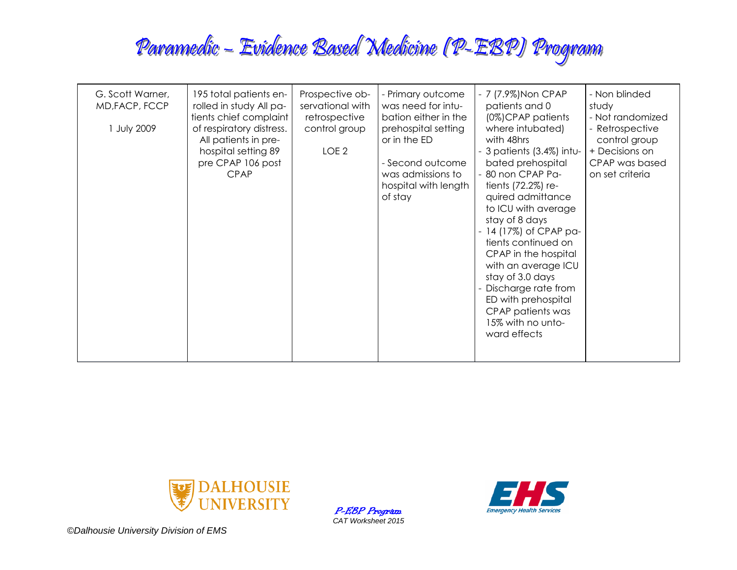# Paramedic – Evidence Based Medicine (P-EBP) Program

| | | | | | |
|---|---|---|---|---|---|
| G. Scott Warner, MD,FACP, FCCP<br><br>1 July 2009 | 195 total patients enrolled in study All patients chief complaint of respiratory distress. All patients in prehospital setting 89 pre CPAP 106 post CPAP | Prospective observational with retrospective control group<br><br>LOE 2 | - Primary outcome was need for intubation either in the prehospital setting or in the ED<br><br>- Second outcome was admissions to hospital with length of stay | - 7 (7.9%)Non CPAP patients and 0 (0%)CPAP patients where intubated) with 48hrs<br>- 3 patients (3.4%) intubated prehospital<br>- 80 non CPAP Patients (72.2%) required admittance to ICU with average stay of 8 days<br>- 14 (17%) of CPAP patients continued on CPAP in the hospital with an average ICU stay of 3.0 days<br>- Discharge rate from ED with prehospital CPAP patients was 15% with no untoward effects | - Non blinded study<br>- Not randomized<br>- Retrospective control group<br>+ Decisions on CPAP was based on set criteria |

©Dalhousie University Division of EMS

P-EBP Program
CAT Worksheet 2015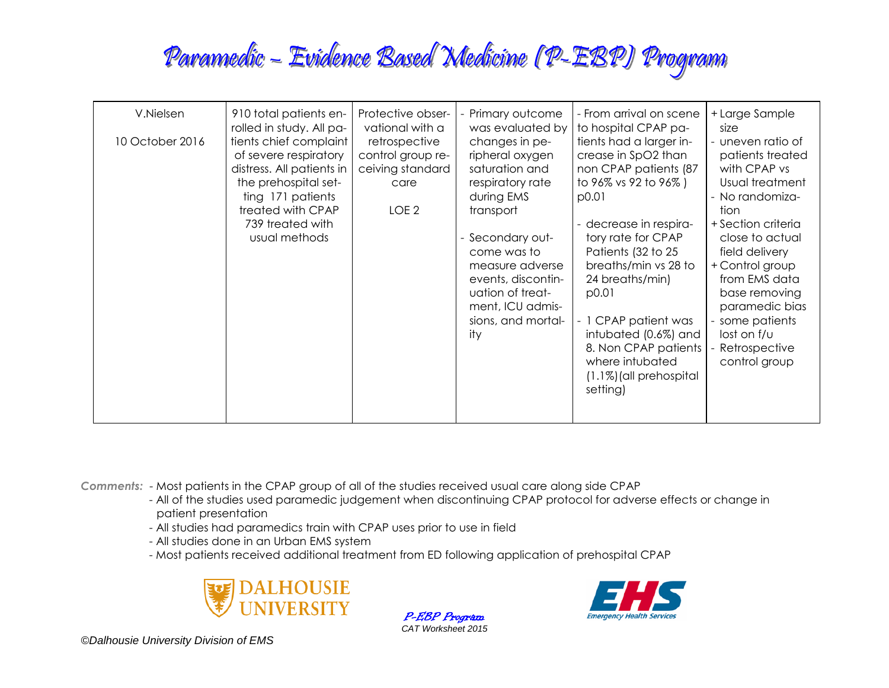# Paramedic – Evidence Based Medicine (P-EBP) Program

| | | | | | |
|---|---|---|---|---|---|
| V.Nielsen<br><br>10 October 2016 | 910 total patients enrolled in study. All patients chief complaint of severe respiratory distress. All patients in the prehospital setting 171 patients treated with CPAP 739 treated with usual methods | Protective observational with a retrospective control group receiving standard care<br><br>LOE 2 | - Primary outcome was evaluated by changes in peripheral oxygen saturation and respiratory rate during EMS transport<br><br>- Secondary outcome was to measure adverse events, discontinuation of treatment, ICU admissions, and mortality | - From arrival on scene to hospital CPAP patients had a larger increase in SpO2 than non CPAP patients (87 to 96% vs 92 to 96% ) p0.01<br><br>- decrease in respiratory rate for CPAP Patients (32 to 25 breaths/min vs 28 to 24 breaths/min) p0.01<br><br>- 1 CPAP patient was intubated (0.6%) and 8. Non CPAP patients where intubated (1.1%)(all prehospital setting) | + Large Sample size<br>- uneven ratio of patients treated with CPAP vs Usual treatment<br>- No randomization<br>+ Section criteria close to actual field delivery<br>+ Control group from EMS data base removing paramedic bias<br>- some patients lost on f/u<br>- Retrospective control group |

*Comments:*
- Most patients in the CPAP group of all of the studies received usual care along side CPAP
- All of the studies used paramedic judgement when discontinuing CPAP protocol for adverse effects or change in patient presentation
- All studies had paramedics train with CPAP uses prior to use in field
- All studies done in an Urban EMS system
- Most patients received additional treatment from ED following application of prehospital CPAP

DALHOUSIE UNIVERSITY

*P-EBP Program*
*CAT Worksheet 2015*

EHS Emergency Health Services

*©Dalhousie University Division of EMS*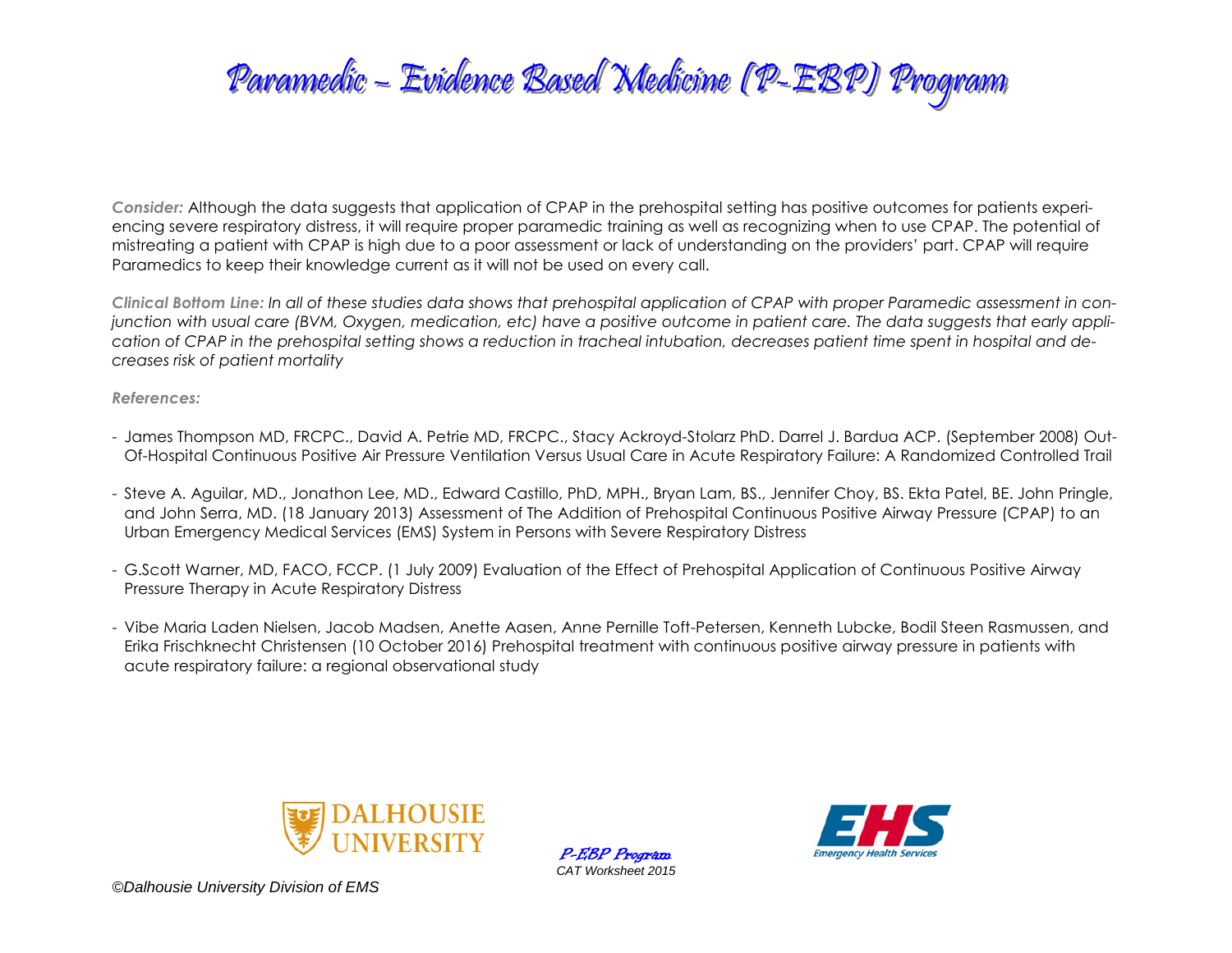**Consider:** Although the data suggests that application of CPAP in the prehospital setting has positive outcomes for patients experiencing severe respiratory distress, it will require proper paramedic training as well as recognizing when to use CPAP. The potential of mistreating a patient with CPAP is high due to a poor assessment or lack of understanding on the providers' part. CPAP will require Paramedics to keep their knowledge current as it will not be used on every call.

***Clinical Bottom Line:*** *In all of these studies data shows that prehospital application of CPAP with proper Paramedic assessment in conjunction with usual care (BVM, Oxygen, medication, etc) have a positive outcome in patient care. The data suggests that early application of CPAP in the prehospital setting shows a reduction in tracheal intubation, decreases patient time spent in hospital and decreases risk of patient mortality*

***References:***

- James Thompson MD, FRCPC., David A. Petrie MD, FRCPC., Stacy Ackroyd-Stolarz PhD. Darrel J. Bardua ACP. (September 2008) Out-Of-Hospital Continuous Positive Air Pressure Ventilation Versus Usual Care in Acute Respiratory Failure: A Randomized Controlled Trail
- Steve A. Aguilar, MD., Jonathon Lee, MD., Edward Castillo, PhD, MPH., Bryan Lam, BS., Jennifer Choy, BS. Ekta Patel, BE. John Pringle, and John Serra, MD. (18 January 2013) Assessment of The Addition of Prehospital Continuous Positive Airway Pressure (CPAP) to an Urban Emergency Medical Services (EMS) System in Persons with Severe Respiratory Distress
- G.Scott Warner, MD, FACO, FCCP. (1 July 2009) Evaluation of the Effect of Prehospital Application of Continuous Positive Airway Pressure Therapy in Acute Respiratory Distress
- Vibe Maria Laden Nielsen, Jacob Madsen, Anette Aasen, Anne Pernille Toft-Petersen, Kenneth Lubcke, Bodil Steen Rasmussen, and Erika Frischknecht Christensen (10 October 2016) Prehospital treatment with continuous positive airway pressure in patients with acute respiratory failure: a regional observational study